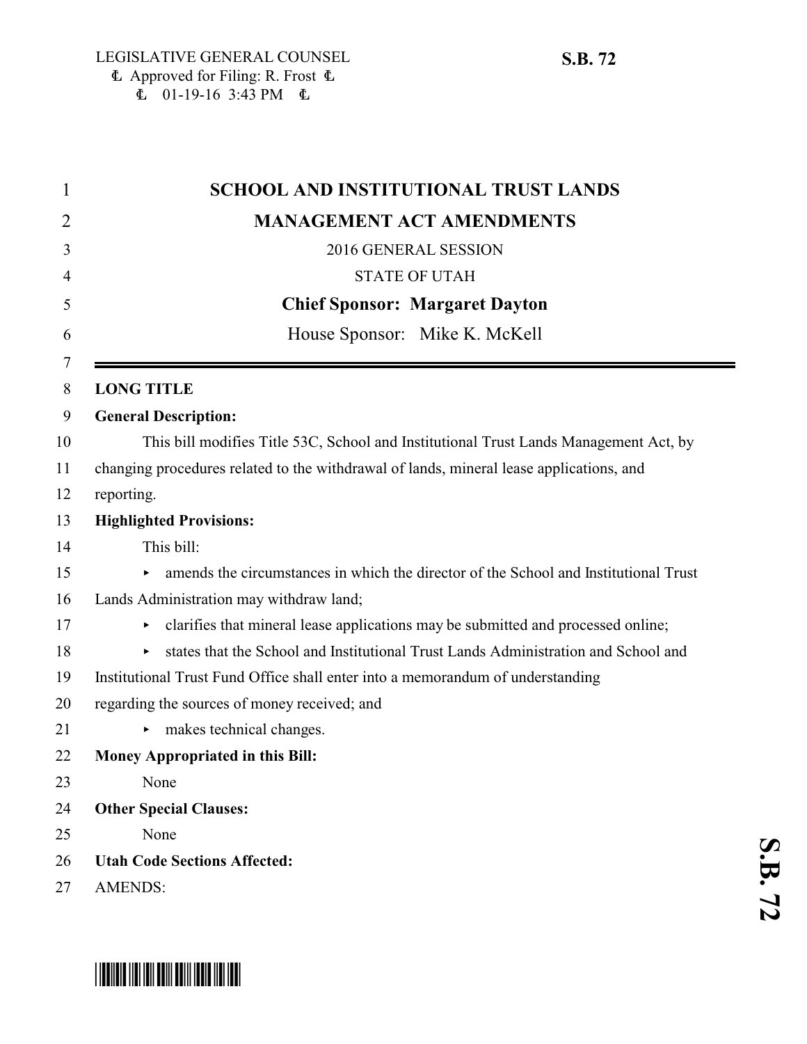LEGISLATIVE GENERAL COUNSEL
Approved for Filing: R. Frost
01-19-16 3:43 PM

**S.B. 72**

# SCHOOL AND INSTITUTIONAL TRUST LANDS MANAGEMENT ACT AMENDMENTS

2016 GENERAL SESSION

STATE OF UTAH

**Chief Sponsor: Margaret Dayton**

House Sponsor: Mike K. McKell

**LONG TITLE**

**General Description:**

This bill modifies Title 53C, School and Institutional Trust Lands Management Act, by changing procedures related to the withdrawal of lands, mineral lease applications, and reporting.

**Highlighted Provisions:**

This bill:

- amends the circumstances in which the director of the School and Institutional Trust Lands Administration may withdraw land;
- clarifies that mineral lease applications may be submitted and processed online;
- states that the School and Institutional Trust Lands Administration and School and Institutional Trust Fund Office shall enter into a memorandum of understanding regarding the sources of money received; and
- makes technical changes.

**Money Appropriated in this Bill:**

None

**Other Special Clauses:**

None

**Utah Code Sections Affected:**

AMENDS: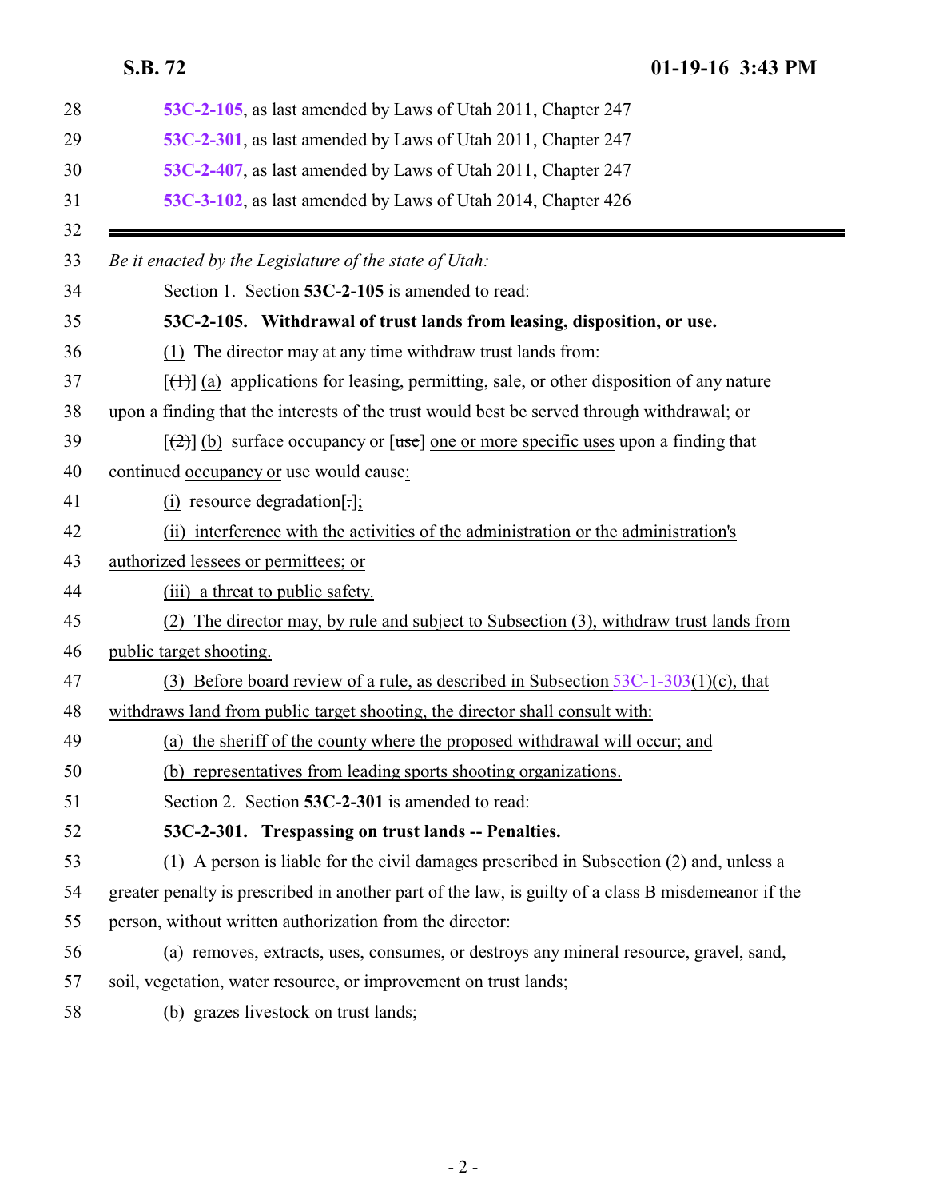53C-2-105, as last amended by Laws of Utah 2011, Chapter 247

53C-2-301, as last amended by Laws of Utah 2011, Chapter 247

53C-2-407, as last amended by Laws of Utah 2011, Chapter 247

53C-3-102, as last amended by Laws of Utah 2014, Chapter 426

---

*Be it enacted by the Legislature of the state of Utah:*

Section 1. Section **53C-2-105** is amended to read:

**53C-2-105. Withdrawal of trust lands from leasing, disposition, or use.**

(1) The director may at any time withdraw trust lands from:

[(1)] (a) applications for leasing, permitting, sale, or other disposition of any nature upon a finding that the interests of the trust would best be served through withdrawal; or

[(2)] (b) surface occupancy or [use] one or more specific uses upon a finding that continued occupancy or use would cause:

(i) resource degradation[.];

(ii) interference with the activities of the administration or the administration's authorized lessees or permittees; or

(iii) a threat to public safety.

(2) The director may, by rule and subject to Subsection (3), withdraw trust lands from public target shooting.

(3) Before board review of a rule, as described in Subsection 53C-1-303(1)(c), that withdraws land from public target shooting, the director shall consult with:

(a) the sheriff of the county where the proposed withdrawal will occur; and

(b) representatives from leading sports shooting organizations.

Section 2. Section **53C-2-301** is amended to read:

**53C-2-301. Trespassing on trust lands -- Penalties.**

(1) A person is liable for the civil damages prescribed in Subsection (2) and, unless a greater penalty is prescribed in another part of the law, is guilty of a class B misdemeanor if the person, without written authorization from the director:

(a) removes, extracts, uses, consumes, or destroys any mineral resource, gravel, sand, soil, vegetation, water resource, or improvement on trust lands;

(b) grazes livestock on trust lands;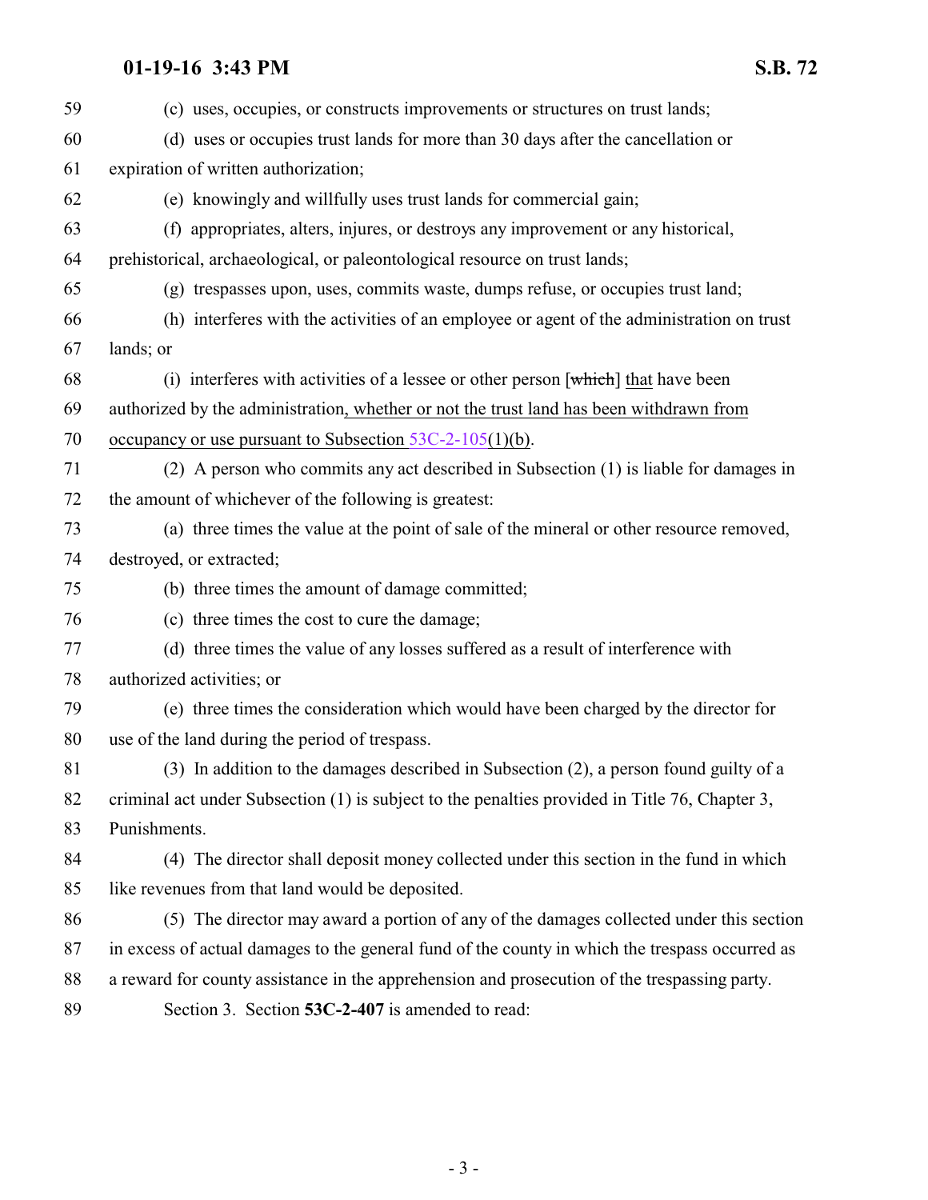(c) uses, occupies, or constructs improvements or structures on trust lands;

(d) uses or occupies trust lands for more than 30 days after the cancellation or expiration of written authorization;

(e) knowingly and willfully uses trust lands for commercial gain;

(f) appropriates, alters, injures, or destroys any improvement or any historical, prehistorical, archaeological, or paleontological resource on trust lands;

(g) trespasses upon, uses, commits waste, dumps refuse, or occupies trust land;

(h) interferes with the activities of an employee or agent of the administration on trust lands; or

(i) interferes with activities of a lessee or other person [~~which~~] that have been authorized by the administration, whether or not the trust land has been withdrawn from occupancy or use pursuant to Subsection 53C-2-105(1)(b).

(2) A person who commits any act described in Subsection (1) is liable for damages in the amount of whichever of the following is greatest:

(a) three times the value at the point of sale of the mineral or other resource removed, destroyed, or extracted;

(b) three times the amount of damage committed;

(c) three times the cost to cure the damage;

(d) three times the value of any losses suffered as a result of interference with authorized activities; or

(e) three times the consideration which would have been charged by the director for use of the land during the period of trespass.

(3) In addition to the damages described in Subsection (2), a person found guilty of a criminal act under Subsection (1) is subject to the penalties provided in Title 76, Chapter 3, Punishments.

(4) The director shall deposit money collected under this section in the fund in which like revenues from that land would be deposited.

(5) The director may award a portion of any of the damages collected under this section in excess of actual damages to the general fund of the county in which the trespass occurred as a reward for county assistance in the apprehension and prosecution of the trespassing party.

Section 3. Section **53C-2-407** is amended to read: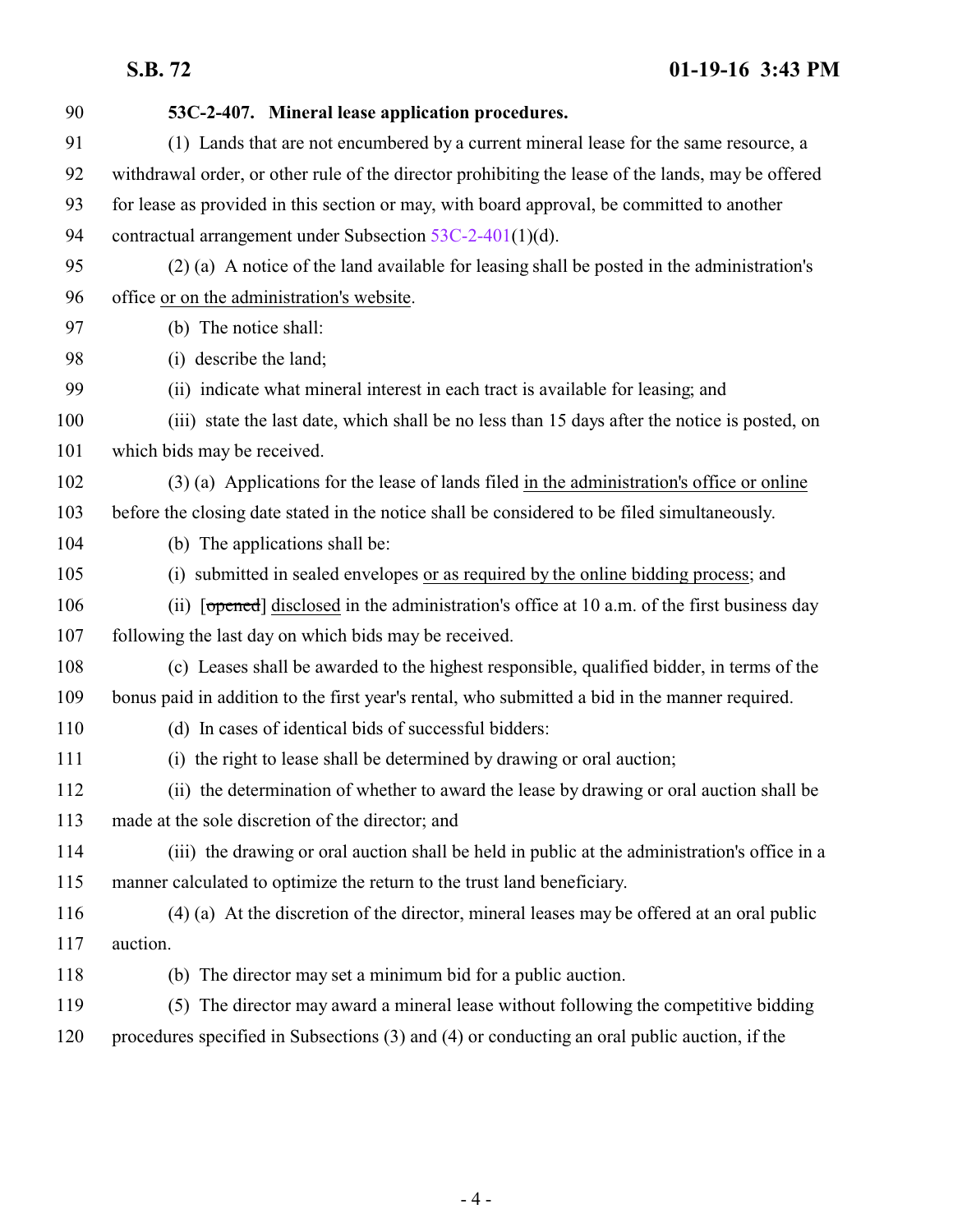**53C-2-407. Mineral lease application procedures.**

(1) Lands that are not encumbered by a current mineral lease for the same resource, a withdrawal order, or other rule of the director prohibiting the lease of the lands, may be offered for lease as provided in this section or may, with board approval, be committed to another contractual arrangement under Subsection 53C-2-401(1)(d).

(2) (a) A notice of the land available for leasing shall be posted in the administration's office <u>or on the administration's website</u>.

(b) The notice shall:

(i) describe the land;

(ii) indicate what mineral interest in each tract is available for leasing; and

(iii) state the last date, which shall be no less than 15 days after the notice is posted, on which bids may be received.

(3) (a) Applications for the lease of lands filed <u>in the administration's office or online</u> before the closing date stated in the notice shall be considered to be filed simultaneously.

(b) The applications shall be:

(i) submitted in sealed envelopes <u>or as required by the online bidding process</u>; and

(ii) [~~opened~~] <u>disclosed</u> in the administration's office at 10 a.m. of the first business day following the last day on which bids may be received.

(c) Leases shall be awarded to the highest responsible, qualified bidder, in terms of the bonus paid in addition to the first year's rental, who submitted a bid in the manner required.

(d) In cases of identical bids of successful bidders:

(i) the right to lease shall be determined by drawing or oral auction;

(ii) the determination of whether to award the lease by drawing or oral auction shall be made at the sole discretion of the director; and

(iii) the drawing or oral auction shall be held in public at the administration's office in a manner calculated to optimize the return to the trust land beneficiary.

(4) (a) At the discretion of the director, mineral leases may be offered at an oral public auction.

(b) The director may set a minimum bid for a public auction.

(5) The director may award a mineral lease without following the competitive bidding procedures specified in Subsections (3) and (4) or conducting an oral public auction, if the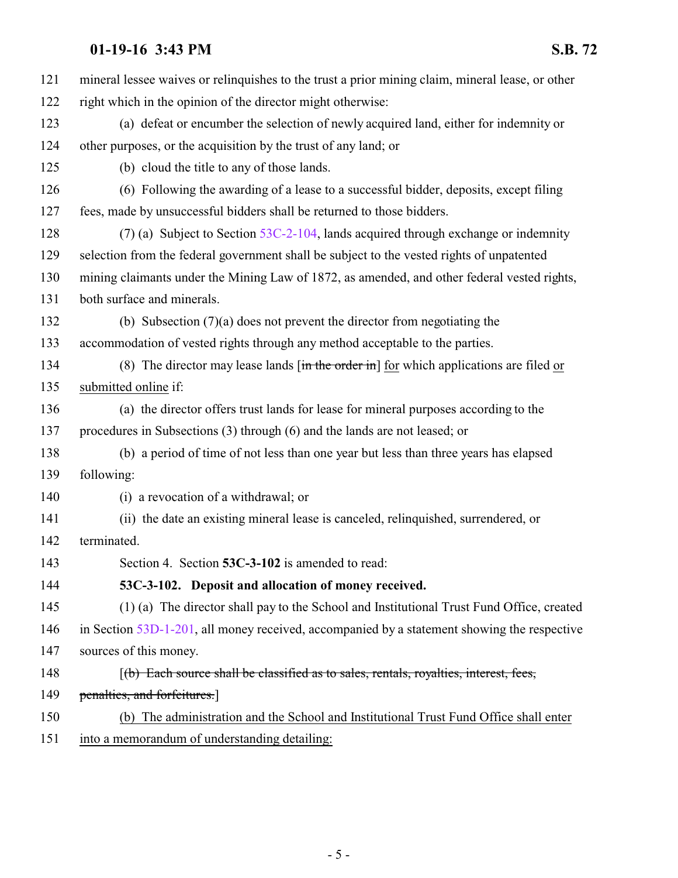121 mineral lessee waives or relinquishes to the trust a prior mining claim, mineral lease, or other
122 right which in the opinion of the director might otherwise:

123 (a) defeat or encumber the selection of newly acquired land, either for indemnity or
124 other purposes, or the acquisition by the trust of any land; or

125 (b) cloud the title to any of those lands.

126 (6) Following the awarding of a lease to a successful bidder, deposits, except filing
127 fees, made by unsuccessful bidders shall be returned to those bidders.

128 (7) (a) Subject to Section 53C-2-104, lands acquired through exchange or indemnity
129 selection from the federal government shall be subject to the vested rights of unpatented
130 mining claimants under the Mining Law of 1872, as amended, and other federal vested rights,
131 both surface and minerals.

132 (b) Subsection (7)(a) does not prevent the director from negotiating the
133 accommodation of vested rights through any method acceptable to the parties.

134 (8) The director may lease lands [~~in the order in~~] for which applications are filed or
135 submitted online if:

136 (a) the director offers trust lands for lease for mineral purposes according to the
137 procedures in Subsections (3) through (6) and the lands are not leased; or

138 (b) a period of time of not less than one year but less than three years has elapsed
139 following:

140 (i) a revocation of a withdrawal; or

141 (ii) the date an existing mineral lease is canceled, relinquished, surrendered, or
142 terminated.

143 Section 4. Section **53C-3-102** is amended to read:

144 **53C-3-102. Deposit and allocation of money received.**

145 (1) (a) The director shall pay to the School and Institutional Trust Fund Office, created
146 in Section 53D-1-201, all money received, accompanied by a statement showing the respective
147 sources of this money.

148 [~~(b) Each source shall be classified as to sales, rentals, royalties, interest, fees,~~
149 ~~penalties, and forfeitures.~~]

150 (b) The administration and the School and Institutional Trust Fund Office shall enter
151 into a memorandum of understanding detailing: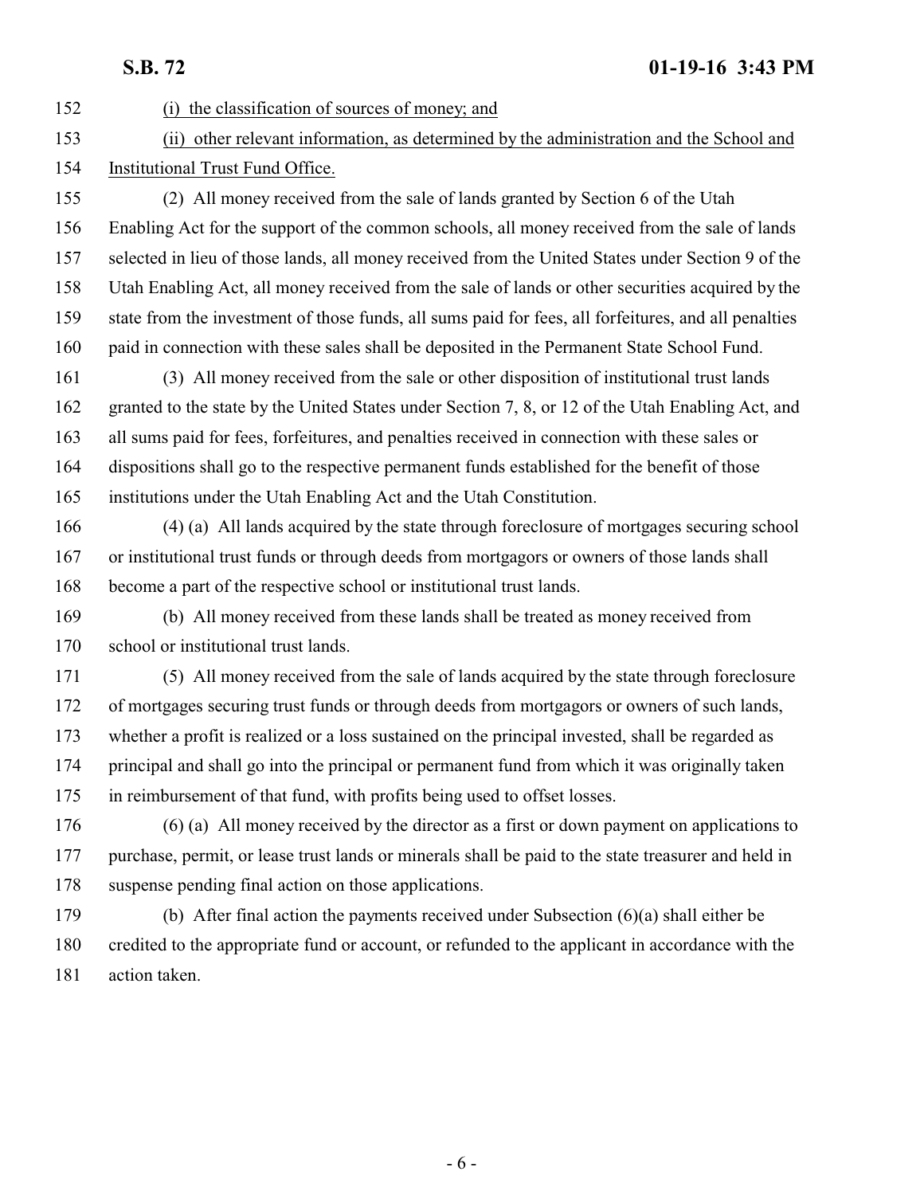(i) the classification of sources of money; and

(ii) other relevant information, as determined by the administration and the School and Institutional Trust Fund Office.

(2) All money received from the sale of lands granted by Section 6 of the Utah Enabling Act for the support of the common schools, all money received from the sale of lands selected in lieu of those lands, all money received from the United States under Section 9 of the Utah Enabling Act, all money received from the sale of lands or other securities acquired by the state from the investment of those funds, all sums paid for fees, all forfeitures, and all penalties paid in connection with these sales shall be deposited in the Permanent State School Fund.

(3) All money received from the sale or other disposition of institutional trust lands granted to the state by the United States under Section 7, 8, or 12 of the Utah Enabling Act, and all sums paid for fees, forfeitures, and penalties received in connection with these sales or dispositions shall go to the respective permanent funds established for the benefit of those institutions under the Utah Enabling Act and the Utah Constitution.

(4) (a) All lands acquired by the state through foreclosure of mortgages securing school or institutional trust funds or through deeds from mortgagors or owners of those lands shall become a part of the respective school or institutional trust lands.

(b) All money received from these lands shall be treated as money received from school or institutional trust lands.

(5) All money received from the sale of lands acquired by the state through foreclosure of mortgages securing trust funds or through deeds from mortgagors or owners of such lands, whether a profit is realized or a loss sustained on the principal invested, shall be regarded as principal and shall go into the principal or permanent fund from which it was originally taken in reimbursement of that fund, with profits being used to offset losses.

(6) (a) All money received by the director as a first or down payment on applications to purchase, permit, or lease trust lands or minerals shall be paid to the state treasurer and held in suspense pending final action on those applications.

(b) After final action the payments received under Subsection (6)(a) shall either be credited to the appropriate fund or account, or refunded to the applicant in accordance with the action taken.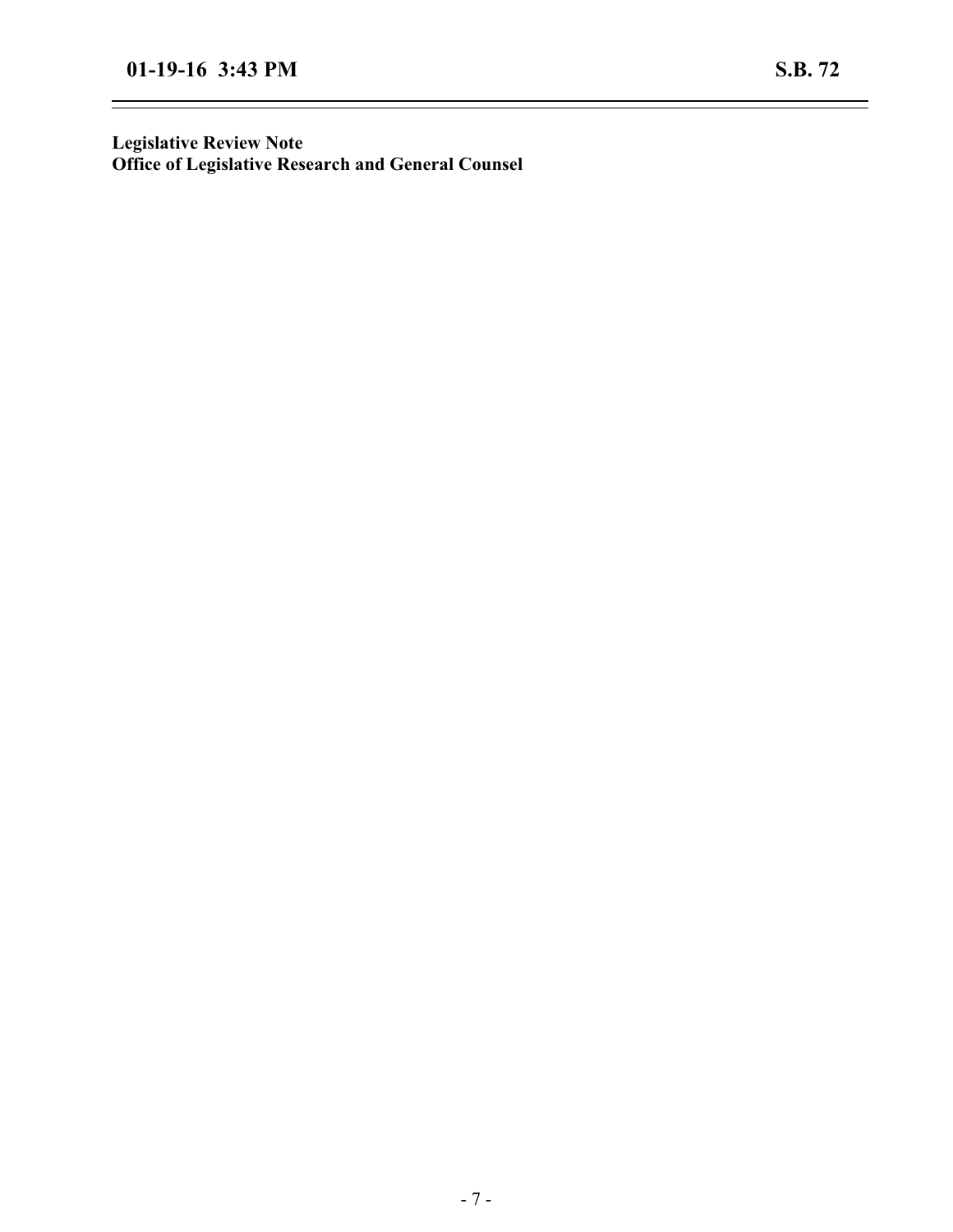**Legislative Review Note**
**Office of Legislative Research and General Counsel**